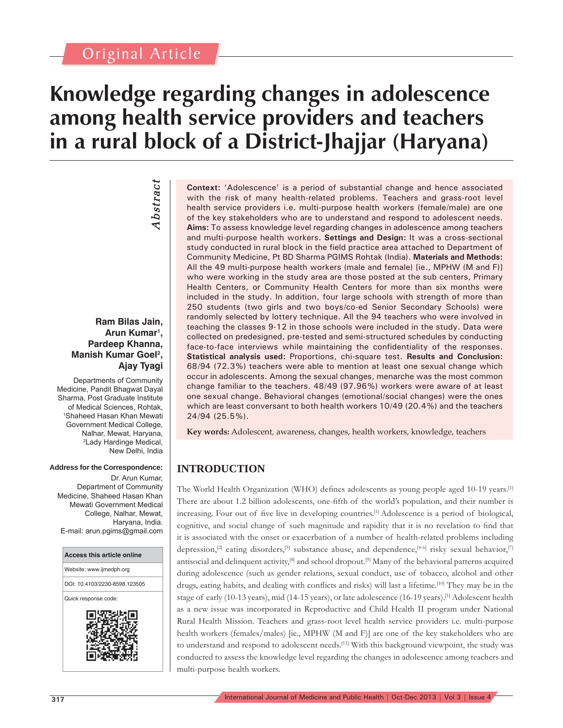Original Article

# Knowledge regarding changes in adolescence among health service providers and teachers in a rural block of a District-Jhajjar (Haryana)

**Ram Bilas Jain, Arun Kumar[1], Pardeep Khanna, Manish Kumar Goel[2], Ajay Tyagi**

Departments of Community Medicine, Pandit Bhagwat Dayal Sharma, Post Graduate Institute of Medical Sciences, Rohtak, [1]Shaheed Hasan Khan Mewati Government Medical College, Nalhar, Mewat, Haryana, [2]Lady Hardinge Medical, New Delhi, India

**Address for the Correspondence:**
Dr. Arun Kumar, Department of Community Medicine, Shaheed Hasan Khan Mewati Government Medical College, Nalhar, Mewat, Haryana, India.
E-mail: arun.pgims@gmail.com

**Access this article online**
Website: www.ijmedph.org
DOI: 10.4103/2230-8598.123505
Quick response code:

## Abstract

**Context:** 'Adolescence' is a period of substantial change and hence associated with the risk of many health-related problems. Teachers and grass-root level health service providers i.e. multi-purpose health workers (female/male) are one of the key stakeholders who are to understand and respond to adolescent needs. **Aims:** To assess knowledge level regarding changes in adolescence among teachers and multi-purpose health workers. **Settings and Design:** It was a cross-sectional study conducted in rural block in the field practice area attached to Department of Community Medicine, Pt BD Sharma PGIMS Rohtak (India). **Materials and Methods:** All the 49 multi-purpose health workers (male and female) [ie., MPHW (M and F)] who were working in the study area are those posted at the sub centers, Primary Health Centers, or Community Health Centers for more than six months were included in the study. In addition, four large schools with strength of more than 250 students (two girls and two boys/co-ed Senior Secondary Schools) were randomly selected by lottery technique. All the 94 teachers who were involved in teaching the classes 9-12 in those schools were included in the study. Data were collected on predesigned, pre-tested and semi-structured schedules by conducting face-to-face interviews while maintaining the confidentiality of the responses. **Statistical analysis used:** Proportions, chi-square test. **Results and Conclusion:** 68/94 (72.3%) teachers were able to mention at least one sexual change which occur in adolescents. Among the sexual changes, menarche was the most common change familiar to the teachers. 48/49 (97.96%) workers were aware of at least one sexual change. Behavioral changes (emotional/social changes) were the ones which are least conversant to both health workers 10/49 (20.4%) and the teachers 24/94 (25.5%).

**Key words:** Adolescent, awareness, changes, health workers, knowledge, teachers

## INTRODUCTION

The World Health Organization (WHO) defines adolescents as young people aged 10-19 years.[1] There are about 1.2 billion adolescents, one-fifth of the world's population, and their number is increasing. Four out of five live in developing countries.[1] Adolescence is a period of biological, cognitive, and social change of such magnitude and rapidity that it is no revelation to find that it is associated with the onset or exacerbation of a number of health-related problems including depression,[2] eating disorders,[3] substance abuse, and dependence,[4-6] risky sexual behavior,[7] antisocial and delinquent activity,[8] and school dropout.[9] Many of the behavioral patterns acquired during adolescence (such as gender relations, sexual conduct, use of tobacco, alcohol and other drugs, eating habits, and dealing with conflicts and risks) will last a lifetime.[10] They may be in the stage of early (10-13 years), mid (14-15 years), or late adolescence (16-19 years).[1] Adolescent health as a new issue was incorporated in Reproductive and Child Health II program under National Rural Health Mission. Teachers and grass-root level health service providers i.e. multi-purpose health workers (females/males) [ie., MPHW (M and F)] are one of the key stakeholders who are to understand and respond to adolescent needs.[11] With this background viewpoint, the study was conducted to assess the knowledge level regarding the changes in adolescence among teachers and multi-purpose health workers.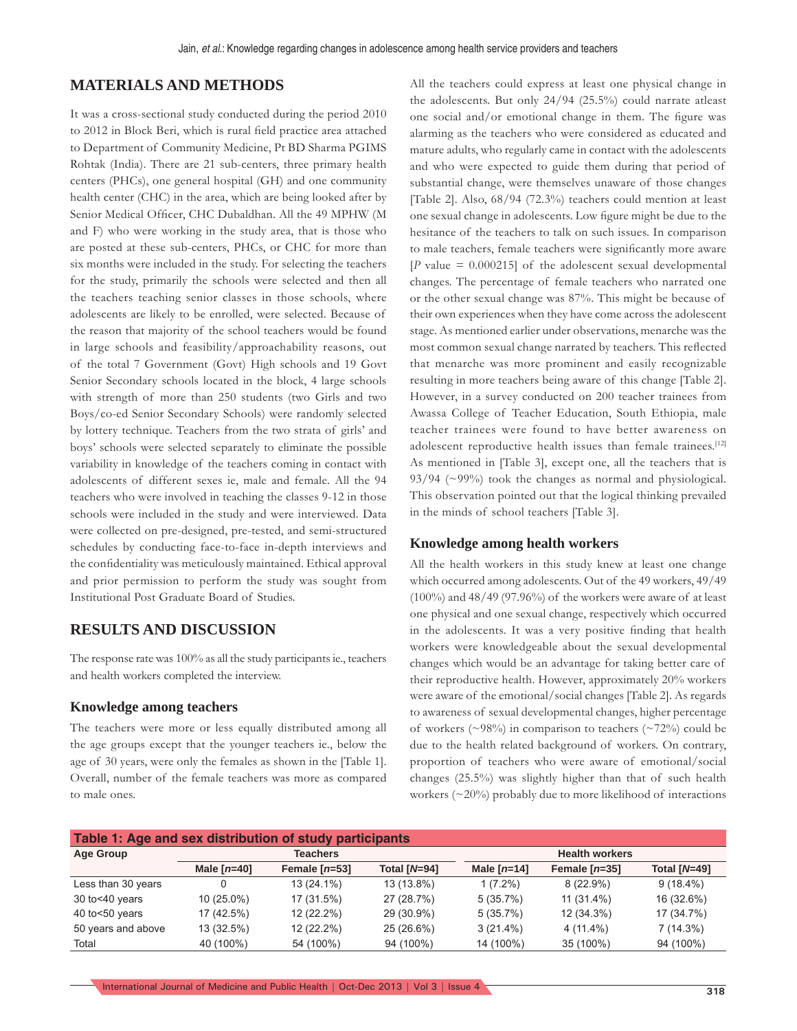## MATERIALS AND METHODS

It was a cross-sectional study conducted during the period 2010 to 2012 in Block Beri, which is rural field practice area attached to Department of Community Medicine, Pt BD Sharma PGIMS Rohtak (India). There are 21 sub-centers, three primary health centers (PHCs), one general hospital (GH) and one community health center (CHC) in the area, which are being looked after by Senior Medical Officer, CHC Dubaldhan. All the 49 MPHW (M and F) who were working in the study area, that is those who are posted at these sub-centers, PHCs, or CHC for more than six months were included in the study. For selecting the teachers for the study, primarily the schools were selected and then all the teachers teaching senior classes in those schools, where adolescents are likely to be enrolled, were selected. Because of the reason that majority of the school teachers would be found in large schools and feasibility/approachability reasons, out of the total 7 Government (Govt) High schools and 19 Govt Senior Secondary schools located in the block, 4 large schools with strength of more than 250 students (two Girls and two Boys/co-ed Senior Secondary Schools) were randomly selected by lottery technique. Teachers from the two strata of girls' and boys' schools were selected separately to eliminate the possible variability in knowledge of the teachers coming in contact with adolescents of different sexes ie, male and female. All the 94 teachers who were involved in teaching the classes 9-12 in those schools were included in the study and were interviewed. Data were collected on pre-designed, pre-tested, and semi-structured schedules by conducting face-to-face in-depth interviews and the confidentiality was meticulously maintained. Ethical approval and prior permission to perform the study was sought from Institutional Post Graduate Board of Studies.

## RESULTS AND DISCUSSION

The response rate was 100% as all the study participants ie., teachers and health workers completed the interview.

### Knowledge among teachers

The teachers were more or less equally distributed among all the age groups except that the younger teachers ie., below the age of 30 years, were only the females as shown in the [Table 1]. Overall, number of the female teachers was more as compared to male ones.

All the teachers could express at least one physical change in the adolescents. But only 24/94 (25.5%) could narrate atleast one social and/or emotional change in them. The figure was alarming as the teachers who were considered as educated and mature adults, who regularly came in contact with the adolescents and who were expected to guide them during that period of substantial change, were themselves unaware of those changes [Table 2]. Also, 68/94 (72.3%) teachers could mention at least one sexual change in adolescents. Low figure might be due to the hesitance of the teachers to talk on such issues. In comparison to male teachers, female teachers were significantly more aware [*P* value = 0.000215] of the adolescent sexual developmental changes. The percentage of female teachers who narrated one or the other sexual change was 87%. This might be because of their own experiences when they have come across the adolescent stage. As mentioned earlier under observations, menarche was the most common sexual change narrated by teachers. This reflected that menarche was more prominent and easily recognizable resulting in more teachers being aware of this change [Table 2]. However, in a survey conducted on 200 teacher trainees from Awassa College of Teacher Education, South Ethiopia, male teacher trainees were found to have better awareness on adolescent reproductive health issues than female trainees.[12] As mentioned in [Table 3], except one, all the teachers that is 93/94 (~99%) took the changes as normal and physiological. This observation pointed out that the logical thinking prevailed in the minds of school teachers [Table 3].

### Knowledge among health workers

All the health workers in this study knew at least one change which occurred among adolescents. Out of the 49 workers, 49/49 (100%) and 48/49 (97.96%) of the workers were aware of at least one physical and one sexual change, respectively which occurred in the adolescents. It was a very positive finding that health workers were knowledgeable about the sexual developmental changes which would be an advantage for taking better care of their reproductive health. However, approximately 20% workers were aware of the emotional/social changes [Table 2]. As regards to awareness of sexual developmental changes, higher percentage of workers (~98%) in comparison to teachers (~72%) could be due to the health related background of workers. On contrary, proportion of teachers who were aware of emotional/social changes (25.5%) was slightly higher than that of such health workers (~20%) probably due to more likelihood of interactions

**Table 1: Age and sex distribution of study participants**

| Age Group | Teachers | | | Health workers | | |
|---|---|---|---|---|---|---|
| | Male [*n*=40] | Female [*n*=53] | Total [*N*=94] | Male [*n*=14] | Female [*n*=35] | Total [*N*=49] |
| Less than 30 years | 0 | 13 (24.1%) | 13 (13.8%) | 1 (7.2%) | 8 (22.9%) | 9 (18.4%) |
| 30 to<40 years | 10 (25.0%) | 17 (31.5%) | 27 (28.7%) | 5 (35.7%) | 11 (31.4%) | 16 (32.6%) |
| 40 to<50 years | 17 (42.5%) | 12 (22.2%) | 29 (30.9%) | 5 (35.7%) | 12 (34.3%) | 17 (34.7%) |
| 50 years and above | 13 (32.5%) | 12 (22.2%) | 25 (26.6%) | 3 (21.4%) | 4 (11.4%) | 7 (14.3%) |
| Total | 40 (100%) | 54 (100%) | 94 (100%) | 14 (100%) | 35 (100%) | 94 (100%) |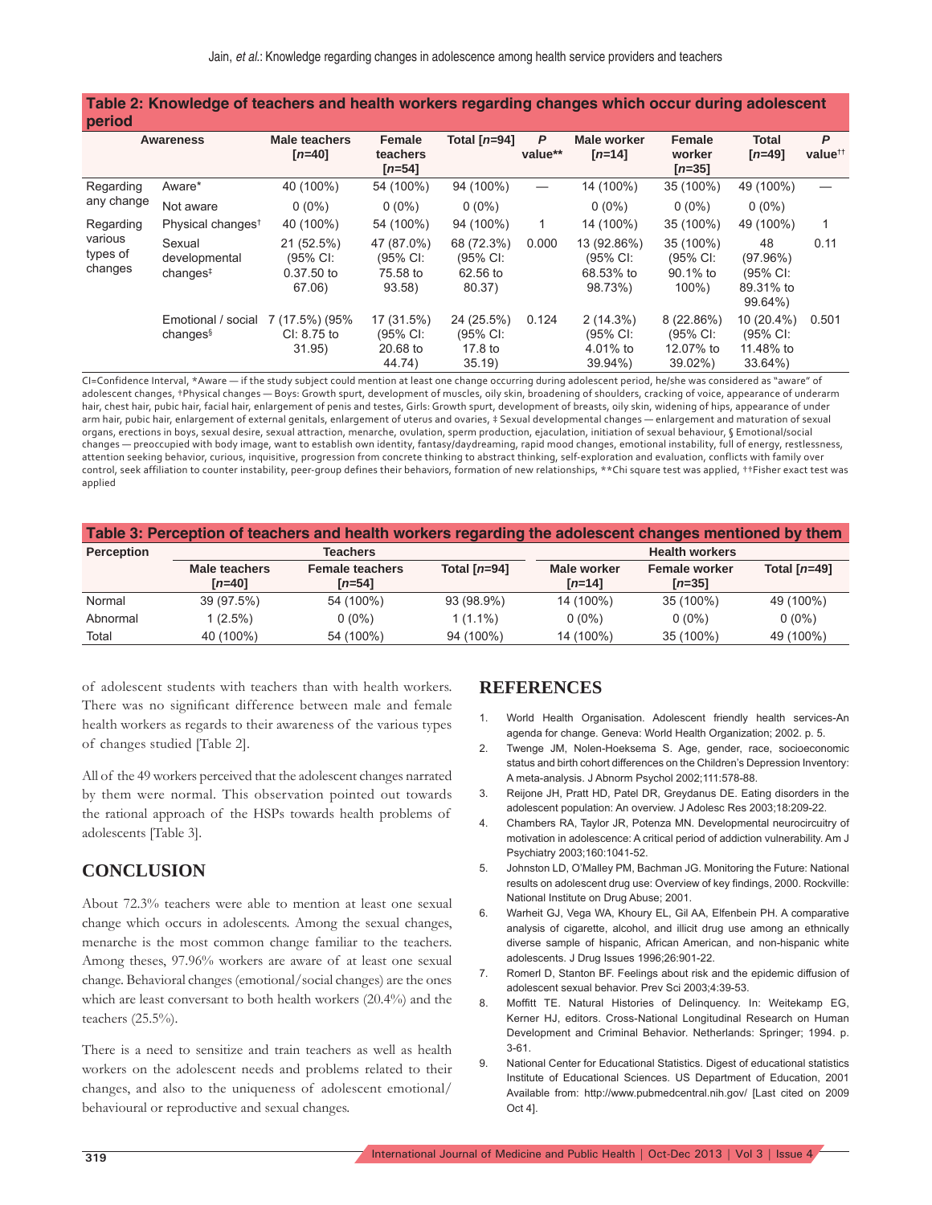**Table 2: Knowledge of teachers and health workers regarding changes which occur during adolescent period**

| Awareness | | Male teachers [n=40] | Female teachers [n=54] | Total [n=94] | P value** | Male worker [n=14] | Female worker [n=35] | Total [n=49] | P value†† |
|---|---|---|---|---|---|---|---|---|---|
| Regarding any change | Aware* | 40 (100%) | 54 (100%) | 94 (100%) | — | 14 (100%) | 35 (100%) | 49 (100%) | — |
| | Not aware | 0 (0%) | 0 (0%) | 0 (0%) | | 0 (0%) | 0 (0%) | 0 (0%) | |
| Regarding various types of changes | Physical changes† | 40 (100%) | 54 (100%) | 94 (100%) | 1 | 14 (100%) | 35 (100%) | 49 (100%) | 1 |
| | Sexual developmental changes‡ | 21 (52.5%) (95% CI: 0.37.50 to 67.06) | 47 (87.0%) (95% CI: 75.58 to 93.58) | 68 (72.3%) (95% CI: 62.56 to 80.37) | 0.000 | 13 (92.86%) (95% CI: 68.53% to 98.73%) | 35 (100%) (95% CI: 90.1% to 100%) | 48 (97.96%) (95% CI: 89.31% to 99.64%) | 0.11 |
| | Emotional / social changes§ | 7 (17.5%) (95% CI: 8.75 to 31.95) | 17 (31.5%) (95% CI: 20.68 to 44.74) | 24 (25.5%) (95% CI: 17.8 to 35.19) | 0.124 | 2 (14.3%) (95% CI: 4.01% to 39.94%) | 8 (22.86%) (95% CI: 12.07% to 39.02%) | 10 (20.4%) (95% CI: 11.48% to 33.64%) | 0.501 |

CI=Confidence Interval, *Aware — if the study subject could mention at least one change occurring during adolescent period, he/she was considered as "aware" of adolescent changes, †Physical changes — Boys: Growth spurt, development of muscles, oily skin, broadening of shoulders, cracking of voice, appearance of underarm hair, chest hair, pubic hair, facial hair, enlargement of penis and testes, Girls: Growth spurt, development of breasts, oily skin, widening of hips, appearance of under arm hair, pubic hair, enlargement of external genitals, enlargement of uterus and ovaries, ‡ Sexual developmental changes — enlargement and maturation of sexual organs, erections in boys, sexual desire, sexual attraction, menarche, ovulation, sperm production, ejaculation, initiation of sexual behaviour, § Emotional/social changes — preoccupied with body image, want to establish own identity, fantasy/daydreaming, rapid mood changes, emotional instability, full of energy, restlessness, attention seeking behavior, curious, inquisitive, progression from concrete thinking to abstract thinking, self-exploration and evaluation, conflicts with family over control, seek affiliation to counter instability, peer-group defines their behaviors, formation of new relationships, **Chi square test was applied, ††Fisher exact test was applied

**Table 3: Perception of teachers and health workers regarding the adolescent changes mentioned by them**

| Perception | Teachers | | | Health workers | | |
|---|---|---|---|---|---|---|
| | Male teachers [n=40] | Female teachers [n=54] | Total [n=94] | Male worker [n=14] | Female worker [n=35] | Total [n=49] |
| Normal | 39 (97.5%) | 54 (100%) | 93 (98.9%) | 14 (100%) | 35 (100%) | 49 (100%) |
| Abnormal | 1 (2.5%) | 0 (0%) | 1 (1.1%) | 0 (0%) | 0 (0%) | 0 (0%) |
| Total | 40 (100%) | 54 (100%) | 94 (100%) | 14 (100%) | 35 (100%) | 49 (100%) |

of adolescent students with teachers than with health workers. There was no significant difference between male and female health workers as regards to their awareness of the various types of changes studied [Table 2].

All of the 49 workers perceived that the adolescent changes narrated by them were normal. This observation pointed out towards the rational approach of the HSPs towards health problems of adolescents [Table 3].

## CONCLUSION

About 72.3% teachers were able to mention at least one sexual change which occurs in adolescents. Among the sexual changes, menarche is the most common change familiar to the teachers. Among theses, 97.96% workers are aware of at least one sexual change. Behavioral changes (emotional/social changes) are the ones which are least conversant to both health workers (20.4%) and the teachers (25.5%).

There is a need to sensitize and train teachers as well as health workers on the adolescent needs and problems related to their changes, and also to the uniqueness of adolescent emotional/behavioural or reproductive and sexual changes.

## REFERENCES

1. World Health Organisation. Adolescent friendly health services-An agenda for change. Geneva: World Health Organization; 2002. p. 5.
2. Twenge JM, Nolen-Hoeksema S. Age, gender, race, socioeconomic status and birth cohort differences on the Children's Depression Inventory: A meta-analysis. J Abnorm Psychol 2002;111:578-88.
3. Reijone JH, Pratt HD, Patel DR, Greydanus DE. Eating disorders in the adolescent population: An overview. J Adolesc Res 2003;18:209-22.
4. Chambers RA, Taylor JR, Potenza MN. Developmental neurocircuitry of motivation in adolescence: A critical period of addiction vulnerability. Am J Psychiatry 2003;160:1041-52.
5. Johnston LD, O'Malley PM, Bachman JG. Monitoring the Future: National results on adolescent drug use: Overview of key findings, 2000. Rockville: National Institute on Drug Abuse; 2001.
6. Warheit GJ, Vega WA, Khoury EL, Gil AA, Elfenbein PH. A comparative analysis of cigarette, alcohol, and illicit drug use among an ethnically diverse sample of hispanic, African American, and non-hispanic white adolescents. J Drug Issues 1996;26:901-22.
7. Romerl D, Stanton BF. Feelings about risk and the epidemic diffusion of adolescent sexual behavior. Prev Sci 2003;4:39-53.
8. Moffitt TE. Natural Histories of Delinquency. In: Weitekamp EG, Kerner HJ, editors. Cross-National Longitudinal Research on Human Development and Criminal Behavior. Netherlands: Springer; 1994. p. 3-61.
9. National Center for Educational Statistics. Digest of educational statistics Institute of Educational Sciences. US Department of Education, 2001 Available from: http://www.pubmedcentral.nih.gov/ [Last cited on 2009 Oct 4].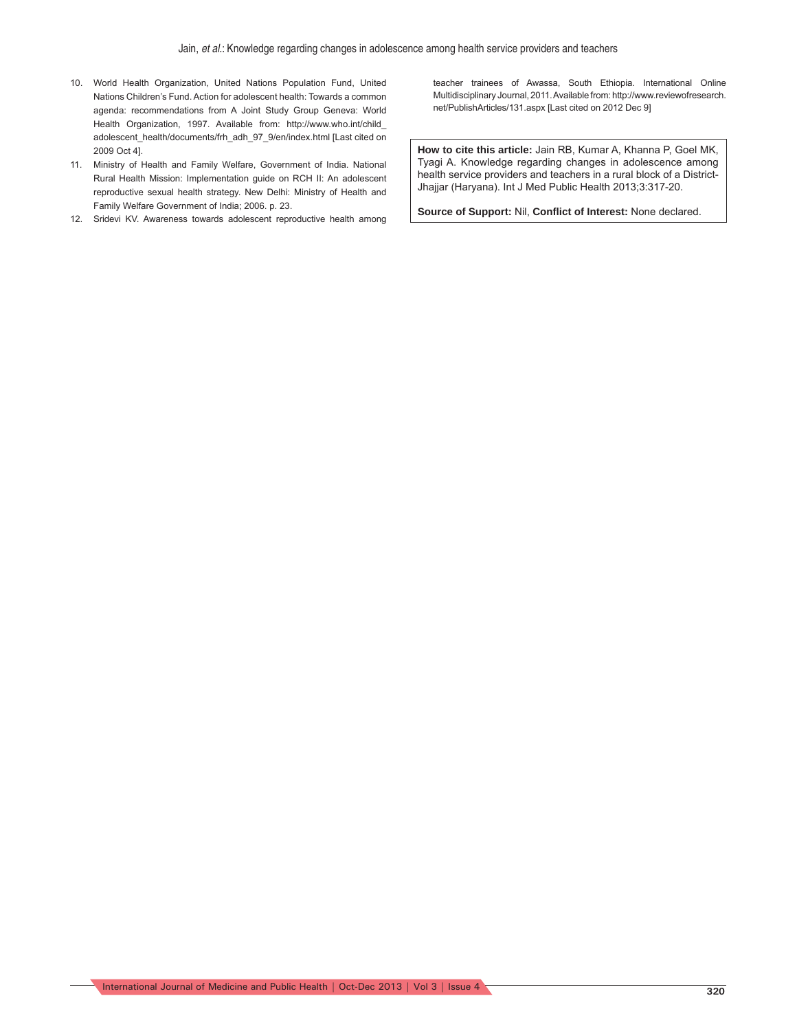10. World Health Organization, United Nations Population Fund, United Nations Children's Fund. Action for adolescent health: Towards a common agenda: recommendations from A Joint Study Group Geneva: World Health Organization, 1997. Available from: http://www.who.int/child_adolescent_health/documents/frh_adh_97_9/en/index.html [Last cited on 2009 Oct 4].
11. Ministry of Health and Family Welfare, Government of India. National Rural Health Mission: Implementation guide on RCH II: An adolescent reproductive sexual health strategy. New Delhi: Ministry of Health and Family Welfare Government of India; 2006. p. 23.
12. Sridevi KV. Awareness towards adolescent reproductive health among teacher trainees of Awassa, South Ethiopia. International Online Multidisciplinary Journal, 2011. Available from: http://www.reviewofresearch.net/PublishArticles/131.aspx [Last cited on 2012 Dec 9]

**How to cite this article:** Jain RB, Kumar A, Khanna P, Goel MK, Tyagi A. Knowledge regarding changes in adolescence among health service providers and teachers in a rural block of a District-Jhajjar (Haryana). Int J Med Public Health 2013;3:317-20.

**Source of Support:** Nil, **Conflict of Interest:** None declared.